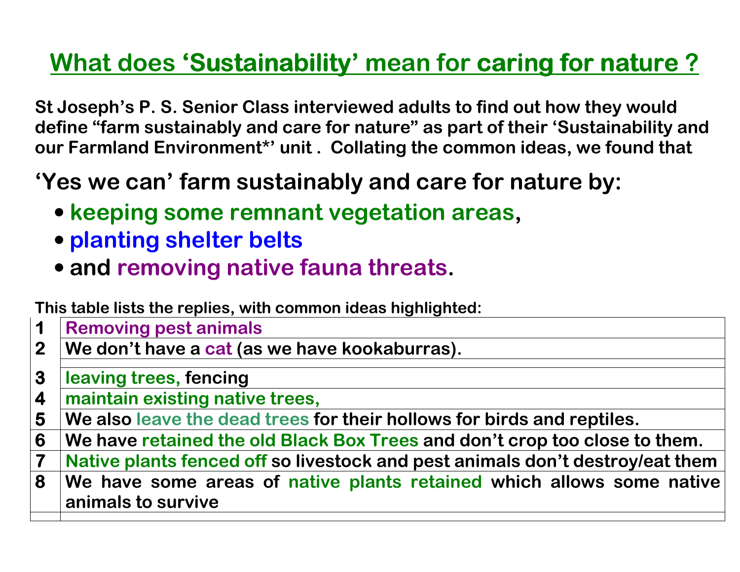# What does 'Sustainability' mean for caring for nature ?

**St Joseph's P. S. Senior Class interviewed adults to find out how they would define "farm sustainably and care for nature" as part of their 'Sustainability and our Farmland Environment*' unit . Collating the common ideas, we found that**

## 'Yes we can' farm sustainably and care for nature by:

- **keeping some remnant vegetation areas,**
- **planting shelter belts**
- **and removing native fauna threats.**

**This table lists the replies, with common ideas highlighted:**

| | |
|---|---|
| 1 | Removing pest animals |
| 2 | We don't have a cat (as we have kookaburras). |
| | |
| 3 | leaving trees, fencing |
| 4 | maintain existing native trees, |
| 5 | We also leave the dead trees for their hollows for birds and reptiles. |
| 6 | We have retained the old Black Box Trees and don't crop too close to them. |
| 7 | Native plants fenced off so livestock and pest animals don't destroy/eat them |
| 8 | We have some areas of native plants retained which allows some native animals to survive |
| | |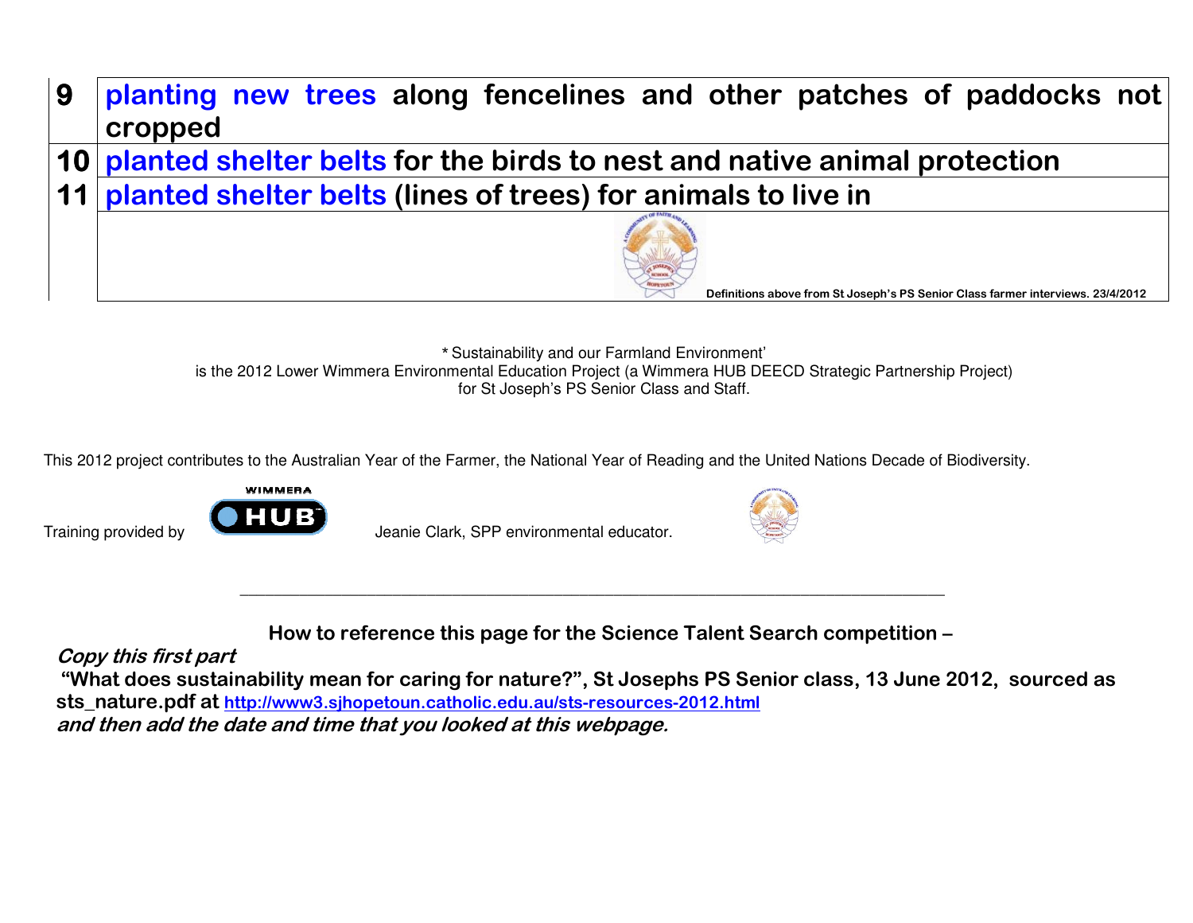| | |
|---|---|
| **9** | **planting new trees along fencelines and other patches of paddocks not cropped** |
| **10** | **planted shelter belts for the birds to nest and native animal protection** |
| **11** | **planted shelter belts (lines of trees) for animals to live in** |
| | **Definitions above from St Joseph's PS Senior Class farmer interviews. 23/4/2012** |

* Sustainability and our Farmland Environment'
is the 2012 Lower Wimmera Environmental Education Project (a Wimmera HUB DEECD Strategic Partnership Project)
for St Joseph's PS Senior Class and Staff.

This 2012 project contributes to the Australian Year of the Farmer, the National Year of Reading and the United Nations Decade of Biodiversity.

Training provided by WIMMERA HUB Jeanie Clark, SPP environmental educator.

---

**How to reference this page for the Science Talent Search competition –**

***Copy this first part***

**"What does sustainability mean for caring for nature?", St Josephs PS Senior class, 13 June 2012, sourced as sts_nature.pdf at http://www3.sjhopetoun.catholic.edu.au/sts-resources-2012.html**

***and then add the date and time that you looked at this webpage.***